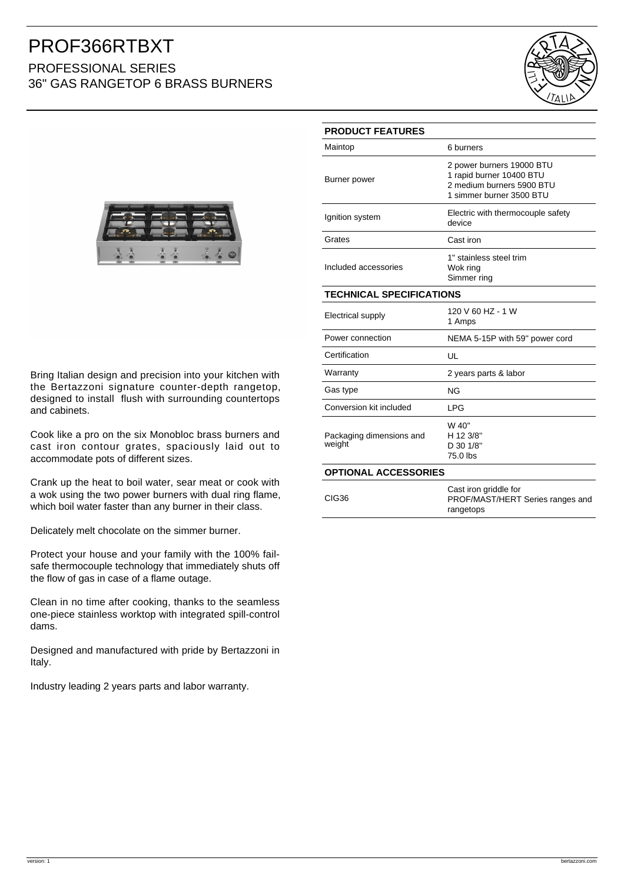# PROF366RTBXT

## PROFESSIONAL SERIES
## 36" GAS RANGETOP 6 BRASS BURNERS

Bring Italian design and precision into your kitchen with the Bertazzoni signature counter-depth rangetop, designed to install flush with surrounding countertops and cabinets.

Cook like a pro on the six Monobloc brass burners and cast iron contour grates, spaciously laid out to accommodate pots of different sizes.

Crank up the heat to boil water, sear meat or cook with a wok using the two power burners with dual ring flame, which boil water faster than any burner in their class.

Delicately melt chocolate on the simmer burner.

Protect your house and your family with the 100% fail-safe thermocouple technology that immediately shuts off the flow of gas in case of a flame outage.

Clean in no time after cooking, thanks to the seamless one-piece stainless worktop with integrated spill-control dams.

Designed and manufactured with pride by Bertazzoni in Italy.

Industry leading 2 years parts and labor warranty.

| PRODUCT FEATURES | |
|---|---|
| Maintop | 6 burners |
| Burner power | 2 power burners 19000 BTU<br>1 rapid burner 10400 BTU<br>2 medium burners 5900 BTU<br>1 simmer burner 3500 BTU |
| Ignition system | Electric with thermocouple safety device |
| Grates | Cast iron |
| Included accessories | 1" stainless steel trim<br>Wok ring<br>Simmer ring |
| **TECHNICAL SPECIFICATIONS** | |
| Electrical supply | 120 V 60 HZ - 1 W<br>1 Amps |
| Power connection | NEMA 5-15P with 59" power cord |
| Certification | UL |
| Warranty | 2 years parts & labor |
| Gas type | NG |
| Conversion kit included | LPG |
| Packaging dimensions and weight | W 40"<br>H 12 3/8"<br>D 30 1/8"<br>75.0 lbs |
| **OPTIONAL ACCESSORIES** | |
| CIG36 | Cast iron griddle for PROF/MAST/HERT Series ranges and rangetops |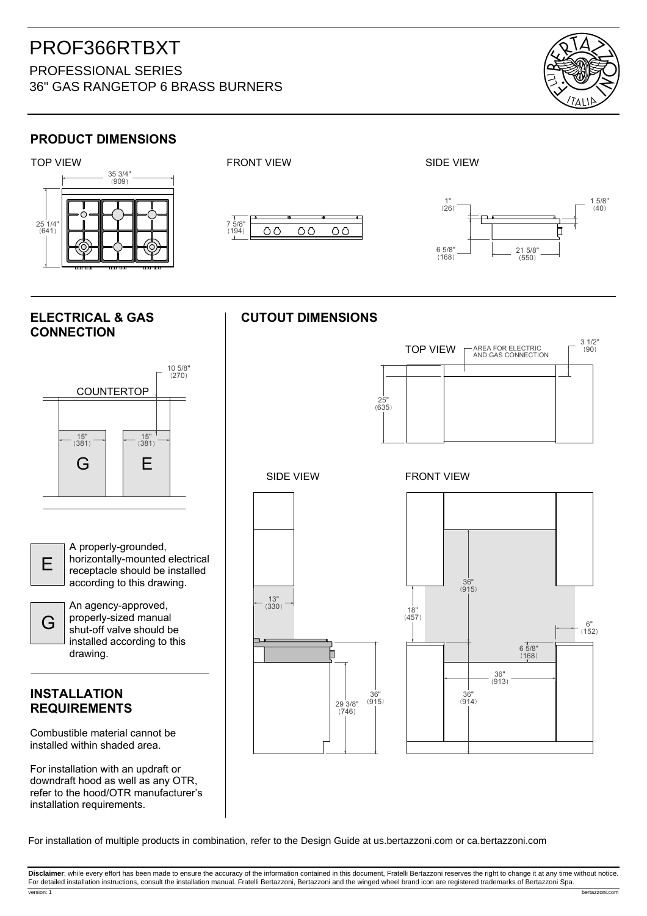# PROF366RTBXT

PROFESSIONAL SERIES
36" GAS RANGETOP 6 BRASS BURNERS

## PRODUCT DIMENSIONS

TOP VIEW

35 3/4" (909)

25 1/4" (641)

FRONT VIEW

7 5/8" (194)

SIDE VIEW

1" (26)

1 5/8" (40)

6 5/8" (168)

21 5/8" (550)

## ELECTRICAL & GAS CONNECTION

10 5/8" (270)

COUNTERTOP

15" (381)

15" (381)

G

E

**E** A properly-grounded, horizontally-mounted electrical receptacle should be installed according to this drawing.

**G** An agency-approved, properly-sized manual shut-off valve should be installed according to this drawing.

## INSTALLATION REQUIREMENTS

Combustible material cannot be installed within shaded area.

For installation with an updraft or downdraft hood as well as any OTR, refer to the hood/OTR manufacturer's installation requirements.

## CUTOUT DIMENSIONS

TOP VIEW

AREA FOR ELECTRIC AND GAS CONNECTION

3 1/2" (90)

25" (635)

SIDE VIEW

13" (330)

29 3/8" (746)

36" (915)

FRONT VIEW

36" (915)

18" (457)

6" (152)

6 5/8" (168)

36" (913)

36" (914)

For installation of multiple products in combination, refer to the Design Guide at us.bertazzoni.com or ca.bertazzoni.com

**Disclaimer**: while every effort has been made to ensure the accuracy of the information contained in this document, Fratelli Bertazzoni reserves the right to change it at any time without notice. For detailed installation instructions, consult the installation manual. Fratelli Bertazzoni, Bertazzoni and the winged wheel brand icon are registered trademarks of Bertazzoni Spa.

version: 1

bertazzoni.com